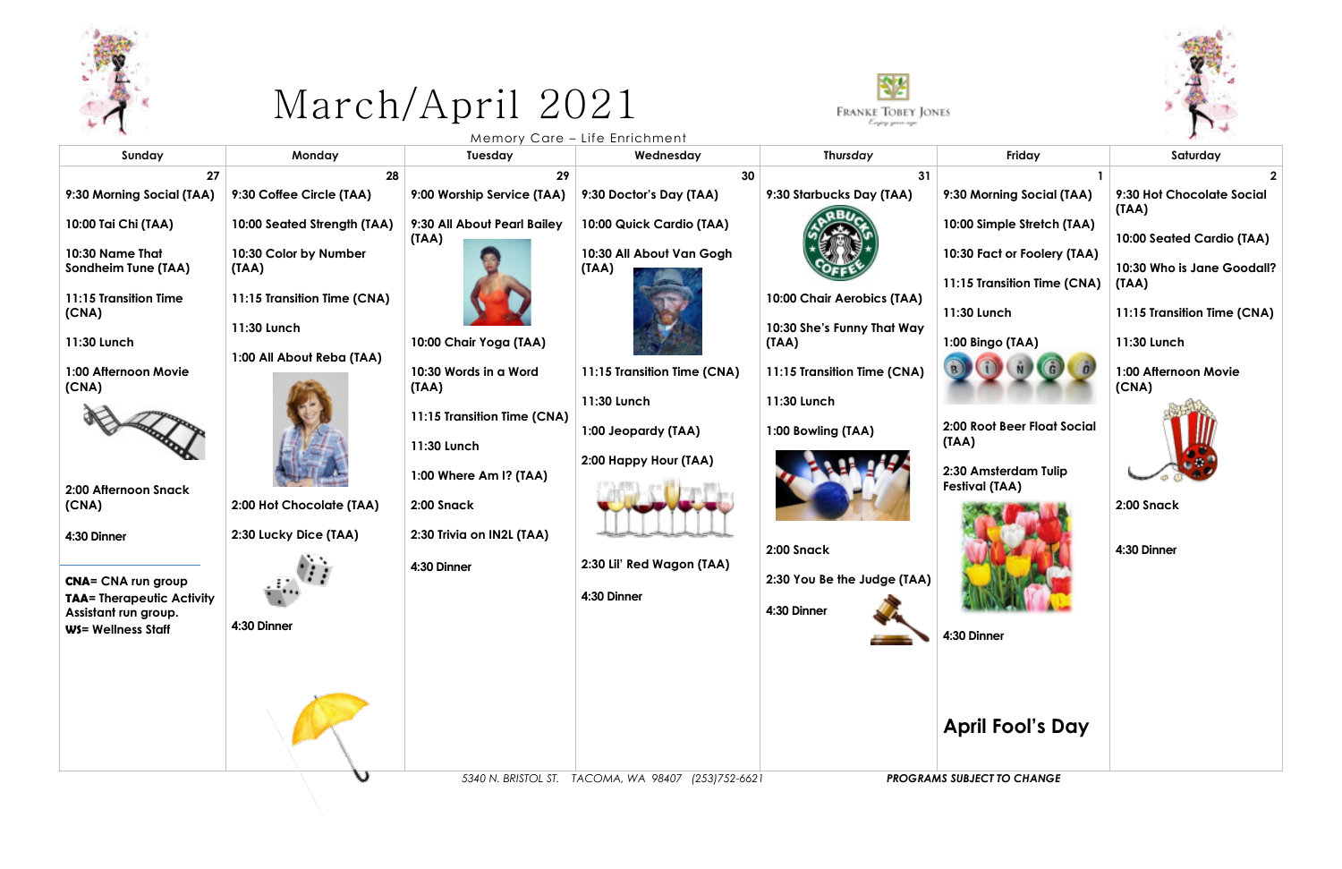# March/April 2021

Memory Care – Life Enrichment

Franke Tobey Jones

| Sunday | Monday | Tuesday | Wednesday | Thursday | Friday | Saturday |
|---|---|---|---|---|---|---|
| 27 | 28 | 29 | 30 | 31 | 1 | 2 |
| 9:30 Morning Social (TAA)<br><br>10:00 Tai Chi (TAA)<br><br>10:30 Name That Sondheim Tune (TAA)<br><br>11:15 Transition Time (CNA)<br><br>11:30 Lunch<br><br>1:00 Afternoon Movie (CNA)<br><br>2:00 Afternoon Snack (CNA)<br><br>4:30 Dinner<br><br>**CNA**= CNA run group<br>**TAA**= Therapeutic Activity Assistant run group.<br>**WS**= Wellness Staff | 9:30 Coffee Circle (TAA)<br><br>10:00 Seated Strength (TAA)<br><br>10:30 Color by Number (TAA)<br><br>11:15 Transition Time (CNA)<br><br>11:30 Lunch<br><br>1:00 All About Reba (TAA)<br><br>2:00 Hot Chocolate (TAA)<br><br>2:30 Lucky Dice (TAA)<br><br>4:30 Dinner | 9:00 Worship Service (TAA)<br><br>9:30 All About Pearl Bailey (TAA)<br><br>10:00 Chair Yoga (TAA)<br><br>10:30 Words in a Word (TAA)<br><br>11:15 Transition Time (CNA)<br><br>11:30 Lunch<br><br>1:00 Where Am I? (TAA)<br><br>2:00 Snack<br><br>2:30 Trivia on IN2L (TAA)<br><br>4:30 Dinner | 9:30 Doctor's Day (TAA)<br><br>10:00 Quick Cardio (TAA)<br><br>10:30 All About Van Gogh (TAA)<br><br>11:15 Transition Time (CNA)<br><br>11:30 Lunch<br><br>1:00 Jeopardy (TAA)<br><br>2:00 Happy Hour (TAA)<br><br>2:30 Lil' Red Wagon (TAA)<br><br>4:30 Dinner | 9:30 Starbucks Day (TAA)<br><br>10:00 Chair Aerobics (TAA)<br><br>10:30 She's Funny That Way (TAA)<br><br>11:15 Transition Time (CNA)<br><br>11:30 Lunch<br><br>1:00 Bowling (TAA)<br><br>2:00 Snack<br><br>2:30 You Be the Judge (TAA)<br><br>4:30 Dinner | 9:30 Morning Social (TAA)<br><br>10:00 Simple Stretch (TAA)<br><br>10:30 Fact or Foolery (TAA)<br><br>11:15 Transition Time (CNA)<br><br>11:30 Lunch<br><br>1:00 Bingo (TAA)<br><br>2:00 Root Beer Float Social (TAA)<br><br>2:30 Amsterdam Tulip Festival (TAA)<br><br>4:30 Dinner<br><br>**April Fool's Day** | 9:30 Hot Chocolate Social (TAA)<br><br>10:00 Seated Cardio (TAA)<br><br>10:30 Who is Jane Goodall? (TAA)<br><br>11:15 Transition Time (CNA)<br><br>11:30 Lunch<br><br>1:00 Afternoon Movie (CNA)<br><br>2:00 Snack<br><br>4:30 Dinner |

*5340 N. BRISTOL ST. TACOMA, WA 98407 (253)752-6621*

***PROGRAMS SUBJECT TO CHANGE***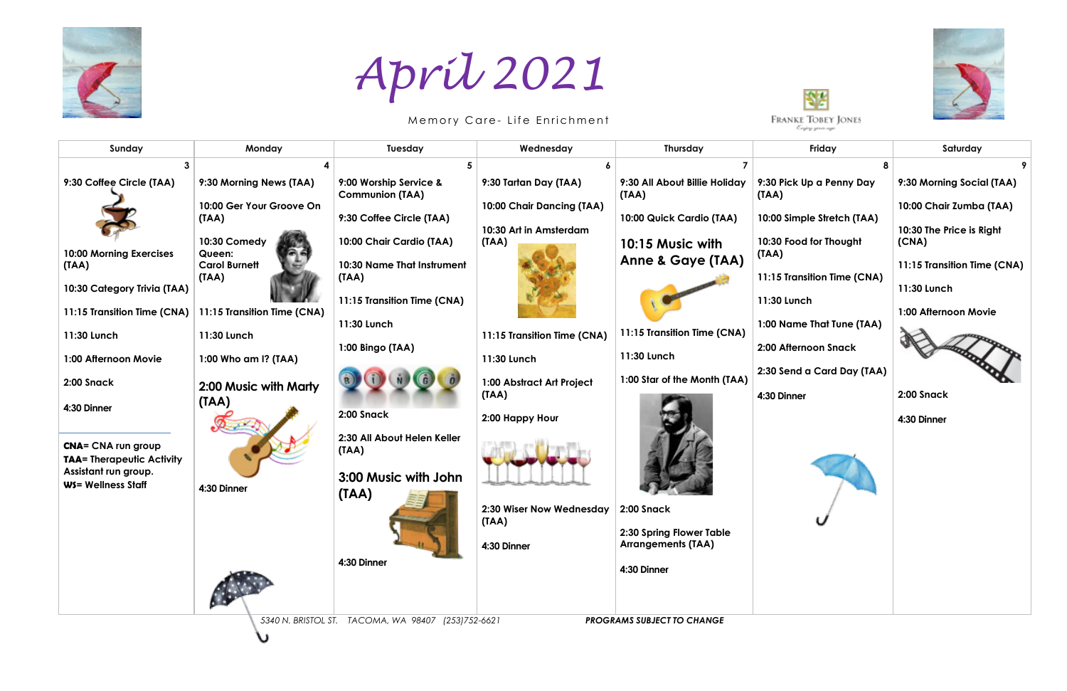# April 2021

Memory Care- Life Enrichment

Franke Tobey Jones

| Sunday | Monday | Tuesday | Wednesday | Thursday | Friday | Saturday |
|---|---|---|---|---|---|---|
| 3 | 4 | 5 | 6 | 7 | 8 | 9 |
| 9:30 Coffee Circle (TAA)<br><br>10:00 Morning Exercises (TAA)<br><br>10:30 Category Trivia (TAA)<br><br>11:15 Transition Time (CNA)<br><br>11:30 Lunch<br><br>1:00 Afternoon Movie<br><br>2:00 Snack<br><br>4:30 Dinner<br><br>**CNA**= CNA run group<br>**TAA**= Therapeutic Activity Assistant run group.<br>**WS**= Wellness Staff | 9:30 Morning News (TAA)<br><br>10:00 Ger Your Groove On (TAA)<br><br>10:30 Comedy Queen: Carol Burnett (TAA)<br><br>11:15 Transition Time (CNA)<br><br>11:30 Lunch<br><br>1:00 Who am I? (TAA)<br><br>2:00 Music with Marty (TAA)<br><br>4:30 Dinner | 9:00 Worship Service & Communion (TAA)<br><br>9:30 Coffee Circle (TAA)<br><br>10:00 Chair Cardio (TAA)<br><br>10:30 Name That Instrument (TAA)<br><br>11:15 Transition Time (CNA)<br><br>11:30 Lunch<br><br>1:00 Bingo (TAA)<br><br>2:00 Snack<br><br>2:30 All About Helen Keller (TAA)<br><br>3:00 Music with John (TAA)<br><br>4:30 Dinner | 9:30 Tartan Day (TAA)<br><br>10:00 Chair Dancing (TAA)<br><br>10:30 Art in Amsterdam (TAA)<br><br>11:15 Transition Time (CNA)<br><br>11:30 Lunch<br><br>1:00 Abstract Art Project (TAA)<br><br>2:00 Happy Hour<br><br>2:30 Wiser Now Wednesday (TAA)<br><br>4:30 Dinner | 9:30 All About Billie Holiday (TAA)<br><br>10:00 Quick Cardio (TAA)<br><br>10:15 Music with Anne & Gaye (TAA)<br><br>11:15 Transition Time (CNA)<br><br>11:30 Lunch<br><br>1:00 Star of the Month (TAA)<br><br>2:00 Snack<br><br>2:30 Spring Flower Table Arrangements (TAA)<br><br>4:30 Dinner | 9:30 Pick Up a Penny Day (TAA)<br><br>10:00 Simple Stretch (TAA)<br><br>10:30 Food for Thought (TAA)<br><br>11:15 Transition Time (CNA)<br><br>11:30 Lunch<br><br>1:00 Name That Tune (TAA)<br><br>2:00 Afternoon Snack<br><br>2:30 Send a Card Day (TAA)<br><br>4:30 Dinner | 9:30 Morning Social (TAA)<br><br>10:00 Chair Zumba (TAA)<br><br>10:30 The Price is Right (CNA)<br><br>11:15 Transition Time (CNA)<br><br>11:30 Lunch<br><br>1:00 Afternoon Movie<br><br>2:00 Snack<br><br>4:30 Dinner |

*5340 N. BRISTOL ST. TACOMA, WA 98407 (253)752-6621*

***PROGRAMS SUBJECT TO CHANGE***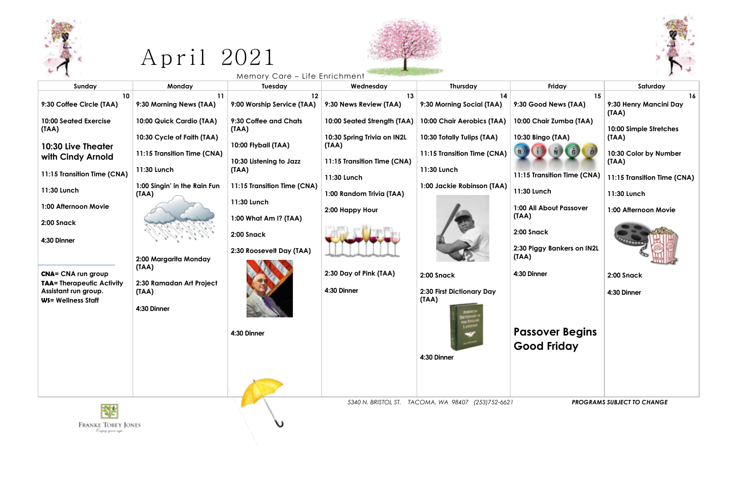# April 2021

Memory Care – Life Enrichment

| Sunday | Monday | Tuesday | Wednesday | Thursday | Friday | Saturday |
|---|---|---|---|---|---|---|
| 10 | 11 | 12 | 13 | 14 | 15 | 16 |
| 9:30 Coffee Circle (TAA)<br><br>10:00 Seated Exercise (TAA)<br><br>**10:30 Live Theater with Cindy Arnold**<br><br>11:15 Transition Time (CNA)<br><br>11:30 Lunch<br><br>1:00 Afternoon Movie<br><br>2:00 Snack<br><br>4:30 Dinner<br><br>**CNA**= CNA run group<br>**TAA**= Therapeutic Activity Assistant run group.<br>**WS**= Wellness Staff | 9:30 Morning News (TAA)<br><br>10:00 Quick Cardio (TAA)<br><br>10:30 Cycle of Faith (TAA)<br><br>11:15 Transition Time (CNA)<br><br>11:30 Lunch<br><br>1:00 Singin' in the Rain Fun (TAA)<br><br>2:00 Margarita Monday (TAA)<br><br>2:30 Ramadan Art Project (TAA)<br><br>4:30 Dinner | 9:00 Worship Service (TAA)<br><br>9:30 Coffee and Chats (TAA)<br><br>10:00 Flyball (TAA)<br><br>10:30 Listening to Jazz (TAA)<br><br>11:15 Transition Time (CNA)<br><br>11:30 Lunch<br><br>1:00 What Am I? (TAA)<br><br>2:00 Snack<br><br>2:30 Roosevelt Day (TAA)<br><br>4:30 Dinner | 9:30 News Review (TAA)<br><br>10:00 Seated Strength (TAA)<br><br>10:30 Spring Trivia on IN2L (TAA)<br><br>11:15 Transition Time (CNA)<br><br>11:30 Lunch<br><br>1:00 Random Trivia (TAA)<br><br>2:00 Happy Hour<br><br>2:30 Day of Pink (TAA)<br><br>4:30 Dinner | 9:30 Morning Social (TAA)<br><br>10:00 Chair Aerobics (TAA)<br><br>10:30 Totally Tulips (TAA)<br><br>11:15 Transition Time (CNA)<br><br>11:30 Lunch<br><br>1:00 Jackie Robinson (TAA)<br><br>2:00 Snack<br><br>2:30 First Dictionary Day (TAA)<br><br>4:30 Dinner | 9:30 Good News (TAA)<br><br>10:00 Chair Zumba (TAA)<br><br>10:30 Bingo (TAA)<br><br>11:15 Transition Time (CNA)<br><br>11:30 Lunch<br><br>1:00 All About Passover (TAA)<br><br>2:00 Snack<br><br>2:30 Piggy Bankers on IN2L (TAA)<br><br>4:30 Dinner<br><br>**Passover Begins Good Friday** | 9:30 Henry Mancini Day (TAA)<br><br>10:00 Simple Stretches (TAA)<br><br>10:30 Color by Number (TAA)<br><br>11:15 Transition Time (CNA)<br><br>11:30 Lunch<br><br>1:00 Afternoon Movie<br><br>2:00 Snack<br><br>4:30 Dinner |

*5340 N. BRISTOL ST. TACOMA, WA 98407 (253)752-6621*

***PROGRAMS SUBJECT TO CHANGE***

Franke Tobey Jones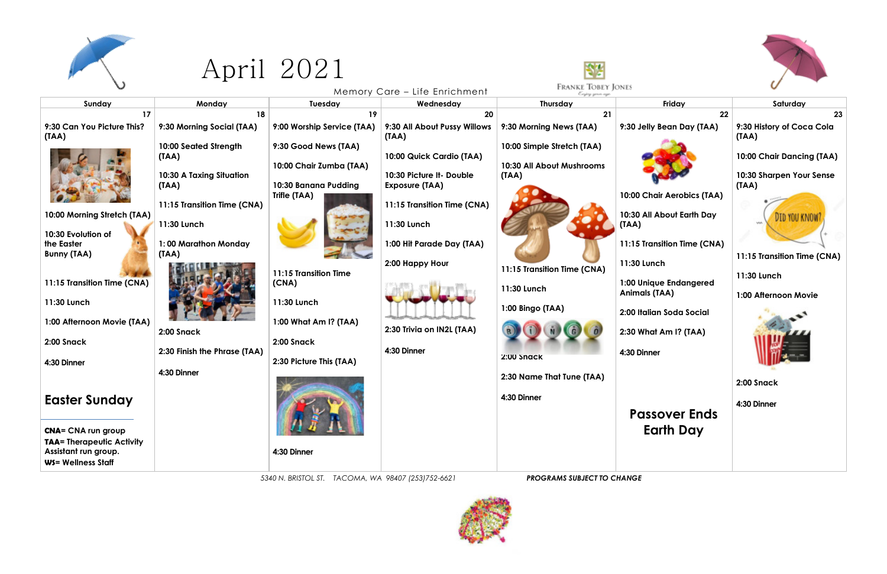# April 2021

Memory Care – Life Enrichment

Franke Tobey Jones

| Sunday | Monday | Tuesday | Wednesday | Thursday | Friday | Saturday |
|---|---|---|---|---|---|---|
| 17 | 18 | 19 | 20 | 21 | 22 | 23 |
| 9:30 Can You Picture This? (TAA)<br><br>10:00 Morning Stretch (TAA)<br><br>10:30 Evolution of the Easter Bunny (TAA)<br><br>11:15 Transition Time (CNA)<br><br>11:30 Lunch<br><br>1:00 Afternoon Movie (TAA)<br><br>2:00 Snack<br><br>4:30 Dinner<br><br>**Easter Sunday**<br><br>**CNA**= CNA run group<br>**TAA**= Therapeutic Activity Assistant run group.<br>**WS**= Wellness Staff | 9:30 Morning Social (TAA)<br><br>10:00 Seated Strength (TAA)<br><br>10:30 A Taxing Situation (TAA)<br><br>11:15 Transition Time (CNA)<br><br>11:30 Lunch<br><br>1: 00 Marathon Monday (TAA)<br><br>2:00 Snack<br><br>2:30 Finish the Phrase (TAA)<br><br>4:30 Dinner | 9:00 Worship Service (TAA)<br><br>9:30 Good News (TAA)<br><br>10:00 Chair Zumba (TAA)<br><br>10:30 Banana Pudding Trifle (TAA)<br><br>11:15 Transition Time (CNA)<br><br>11:30 Lunch<br><br>1:00 What Am I? (TAA)<br><br>2:00 Snack<br><br>2:30 Picture This (TAA)<br><br>4:30 Dinner | 9:30 All About Pussy Willows (TAA)<br><br>10:00 Quick Cardio (TAA)<br><br>10:30 Picture It- Double Exposure (TAA)<br><br>11:15 Transition Time (CNA)<br><br>11:30 Lunch<br><br>1:00 Hit Parade Day (TAA)<br><br>2:00 Happy Hour<br><br>2:30 Trivia on IN2L (TAA)<br><br>4:30 Dinner | 9:30 Morning News (TAA)<br><br>10:00 Simple Stretch (TAA)<br><br>10:30 All About Mushrooms (TAA)<br><br>11:15 Transition Time (CNA)<br><br>11:30 Lunch<br><br>1:00 Bingo (TAA)<br><br>2:00 Snack<br><br>2:30 Name That Tune (TAA)<br><br>4:30 Dinner | 9:30 Jelly Bean Day (TAA)<br><br>10:00 Chair Aerobics (TAA)<br><br>10:30 All About Earth Day (TAA)<br><br>11:15 Transition Time (CNA)<br><br>11:30 Lunch<br><br>1:00 Unique Endangered Animals (TAA)<br><br>2:00 Italian Soda Social<br><br>2:30 What Am I? (TAA)<br><br>4:30 Dinner<br><br>**Passover Ends**<br>**Earth Day** | 9:30 History of Coca Cola (TAA)<br><br>10:00 Chair Dancing (TAA)<br><br>10:30 Sharpen Your Sense (TAA)<br><br>11:15 Transition Time (CNA)<br><br>11:30 Lunch<br><br>1:00 Afternoon Movie<br><br>2:00 Snack<br><br>4:30 Dinner |

*5340 N. BRISTOL ST. TACOMA, WA 98407 (253)752-6621* ***PROGRAMS SUBJECT TO CHANGE***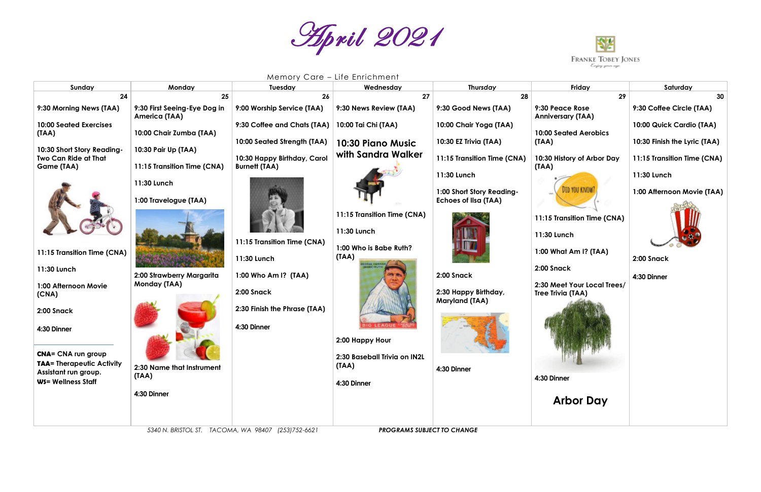# April 2021

Memory Care – Life Enrichment

| Sunday | Monday | Tuesday | Wednesday | Thursday | Friday | Saturday |
|---|---|---|---|---|---|---|
| 24 | 25 | 26 | 27 | 28 | 29 | 30 |
| 9:30 Morning News (TAA)<br>10:00 Seated Exercises (TAA)<br>10:30 Short Story Reading-Two Can Ride at That Game (TAA)<br>11:15 Transition Time (CNA)<br>11:30 Lunch<br>1:00 Afternoon Movie (CNA)<br>2:00 Snack<br>4:30 Dinner<br>**CNA**= CNA run group<br>**TAA**= Therapeutic Activity Assistant run group.<br>**WS**= Wellness Staff | 9:30 First Seeing-Eye Dog in America (TAA)<br>10:00 Chair Zumba (TAA)<br>10:30 Pair Up (TAA)<br>11:15 Transition Time (CNA)<br>11:30 Lunch<br>1:00 Travelogue (TAA)<br>2:00 Strawberry Margarita Monday (TAA)<br>2:30 Name that Instrument (TAA)<br>4:30 Dinner | 9:00 Worship Service (TAA)<br>9:30 Coffee and Chats (TAA)<br>10:00 Seated Strength (TAA)<br>10:30 Happy Birthday, Carol Burnett (TAA)<br>11:15 Transition Time (CNA)<br>11:30 Lunch<br>1:00 Who Am I? (TAA)<br>2:00 Snack<br>2:30 Finish the Phrase (TAA)<br>4:30 Dinner | 9:30 News Review (TAA)<br>10:00 Tai Chi (TAA)<br>10:30 Piano Music with Sandra Walker<br>11:15 Transition Time (CNA)<br>11:30 Lunch<br>1:00 Who is Babe Ruth? (TAA)<br>2:00 Happy Hour<br>2:30 Baseball Trivia on IN2L (TAA)<br>4:30 Dinner | 9:30 Good News (TAA)<br>10:00 Chair Yoga (TAA)<br>10:30 EZ Trivia (TAA)<br>11:15 Transition Time (CNA)<br>11:30 Lunch<br>1:00 Short Story Reading-Echoes of Ilsa (TAA)<br>2:00 Snack<br>2:30 Happy Birthday, Maryland (TAA)<br>4:30 Dinner | 9:30 Peace Rose Anniversary (TAA)<br>10:00 Seated Aerobics (TAA)<br>10:30 History of Arbor Day (TAA)<br>11:15 Transition Time (CNA)<br>11:30 Lunch<br>1:00 What Am I? (TAA)<br>2:00 Snack<br>2:30 Meet Your Local Trees/ Tree Trivia (TAA)<br>4:30 Dinner<br>**Arbor Day** | 9:30 Coffee Circle (TAA)<br>10:00 Quick Cardio (TAA)<br>10:30 Finish the Lyric (TAA)<br>11:15 Transition Time (CNA)<br>11:30 Lunch<br>1:00 Afternoon Movie (TAA)<br>2:00 Snack<br>4:30 Dinner |

*5340 N. BRISTOL ST. TACOMA, WA 98407 (253)752-6621*

***PROGRAMS SUBJECT TO CHANGE***